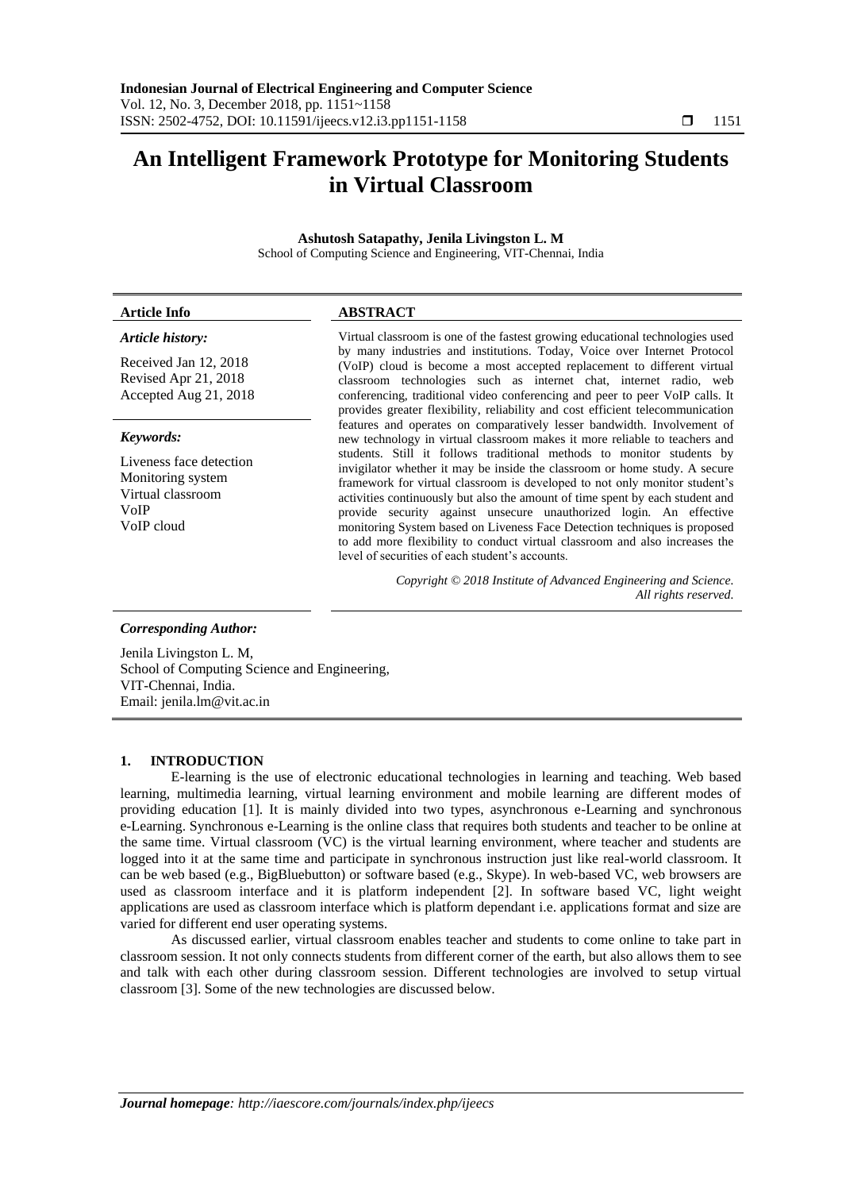# An Intelligent Framework Prototype for Monitoring Students in Virtual Classroom

**Ashutosh Satapathy, Jenila Livingston L. M**

School of Computing Science and Engineering, VIT-Chennai, India

| **Article Info** | **ABSTRACT** |
|---|---|
| ***Article history:***<br><br>Received Jan 12, 2018<br>Revised Apr 21, 2018<br>Accepted Aug 21, 2018<br><br>***Keywords:***<br><br>Liveness face detection<br>Monitoring system<br>Virtual classroom<br>VoIP<br>VoIP cloud | Virtual classroom is one of the fastest growing educational technologies used by many industries and institutions. Today, Voice over Internet Protocol (VoIP) cloud is become a most accepted replacement to different virtual classroom technologies such as internet chat, internet radio, web conferencing, traditional video conferencing and peer to peer VoIP calls. It provides greater flexibility, reliability and cost efficient telecommunication features and operates on comparatively lesser bandwidth. Involvement of new technology in virtual classroom makes it more reliable to teachers and students. Still it follows traditional methods to monitor students by invigilator whether it may be inside the classroom or home study. A secure framework for virtual classroom is developed to not only monitor student's activities continuously but also the amount of time spent by each student and provide security against unsecure unauthorized login. An effective monitoring System based on Liveness Face Detection techniques is proposed to add more flexibility to conduct virtual classroom and also increases the level of securities of each student's accounts.<br><br>*Copyright © 2018 Institute of Advanced Engineering and Science. All rights reserved.* |

***Corresponding Author:***

Jenila Livingston L. M,
School of Computing Science and Engineering,
VIT-Chennai, India.
Email: jenila.lm@vit.ac.in

## 1. INTRODUCTION

E-learning is the use of electronic educational technologies in learning and teaching. Web based learning, multimedia learning, virtual learning environment and mobile learning are different modes of providing education [1]. It is mainly divided into two types, asynchronous e-Learning and synchronous e-Learning. Synchronous e-Learning is the online class that requires both students and teacher to be online at the same time. Virtual classroom (VC) is the virtual learning environment, where teacher and students are logged into it at the same time and participate in synchronous instruction just like real-world classroom. It can be web based (e.g., BigBluebutton) or software based (e.g., Skype). In web-based VC, web browsers are used as classroom interface and it is platform independent [2]. In software based VC, light weight applications are used as classroom interface which is platform dependant i.e. applications format and size are varied for different end user operating systems.

As discussed earlier, virtual classroom enables teacher and students to come online to take part in classroom session. It not only connects students from different corner of the earth, but also allows them to see and talk with each other during classroom session. Different technologies are involved to setup virtual classroom [3]. Some of the new technologies are discussed below.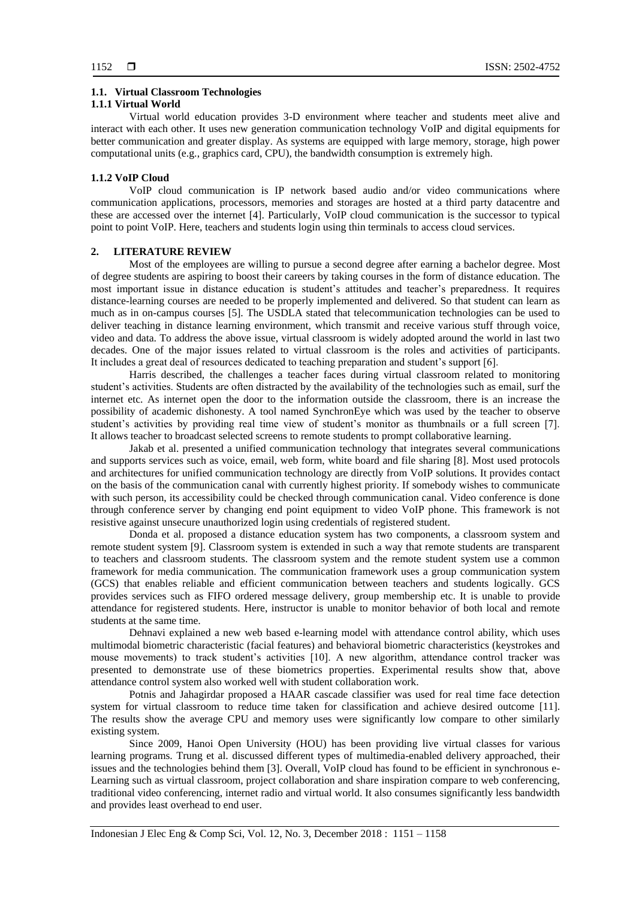### 1.1. Virtual Classroom Technologies

#### 1.1.1 Virtual World

Virtual world education provides 3-D environment where teacher and students meet alive and interact with each other. It uses new generation communication technology VoIP and digital equipments for better communication and greater display. As systems are equipped with large memory, storage, high power computational units (e.g., graphics card, CPU), the bandwidth consumption is extremely high.

#### 1.1.2 VoIP Cloud

VoIP cloud communication is IP network based audio and/or video communications where communication applications, processors, memories and storages are hosted at a third party datacentre and these are accessed over the internet [4]. Particularly, VoIP cloud communication is the successor to typical point to point VoIP. Here, teachers and students login using thin terminals to access cloud services.

## 2. LITERATURE REVIEW

Most of the employees are willing to pursue a second degree after earning a bachelor degree. Most of degree students are aspiring to boost their careers by taking courses in the form of distance education. The most important issue in distance education is student's attitudes and teacher's preparedness. It requires distance-learning courses are needed to be properly implemented and delivered. So that student can learn as much as in on-campus courses [5]. The USDLA stated that telecommunication technologies can be used to deliver teaching in distance learning environment, which transmit and receive various stuff through voice, video and data. To address the above issue, virtual classroom is widely adopted around the world in last two decades. One of the major issues related to virtual classroom is the roles and activities of participants. It includes a great deal of resources dedicated to teaching preparation and student's support [6].

Harris described, the challenges a teacher faces during virtual classroom related to monitoring student's activities. Students are often distracted by the availability of the technologies such as email, surf the internet etc. As internet open the door to the information outside the classroom, there is an increase the possibility of academic dishonesty. A tool named SynchronEye which was used by the teacher to observe student's activities by providing real time view of student's monitor as thumbnails or a full screen [7]. It allows teacher to broadcast selected screens to remote students to prompt collaborative learning.

Jakab et al. presented a unified communication technology that integrates several communications and supports services such as voice, email, web form, white board and file sharing [8]. Most used protocols and architectures for unified communication technology are directly from VoIP solutions. It provides contact on the basis of the communication canal with currently highest priority. If somebody wishes to communicate with such person, its accessibility could be checked through communication canal. Video conference is done through conference server by changing end point equipment to video VoIP phone. This framework is not resistive against unsecure unauthorized login using credentials of registered student.

Donda et al. proposed a distance education system has two components, a classroom system and remote student system [9]. Classroom system is extended in such a way that remote students are transparent to teachers and classroom students. The classroom system and the remote student system use a common framework for media communication. The communication framework uses a group communication system (GCS) that enables reliable and efficient communication between teachers and students logically. GCS provides services such as FIFO ordered message delivery, group membership etc. It is unable to provide attendance for registered students. Here, instructor is unable to monitor behavior of both local and remote students at the same time.

Dehnavi explained a new web based e-learning model with attendance control ability, which uses multimodal biometric characteristic (facial features) and behavioral biometric characteristics (keystrokes and mouse movements) to track student's activities [10]. A new algorithm, attendance control tracker was presented to demonstrate use of these biometrics properties. Experimental results show that, above attendance control system also worked well with student collaboration work.

Potnis and Jahagirdar proposed a HAAR cascade classifier was used for real time face detection system for virtual classroom to reduce time taken for classification and achieve desired outcome [11]. The results show the average CPU and memory uses were significantly low compare to other similarly existing system.

Since 2009, Hanoi Open University (HOU) has been providing live virtual classes for various learning programs. Trung et al. discussed different types of multimedia-enabled delivery approached, their issues and the technologies behind them [3]. Overall, VoIP cloud has found to be efficient in synchronous e-Learning such as virtual classroom, project collaboration and share inspiration compare to web conferencing, traditional video conferencing, internet radio and virtual world. It also consumes significantly less bandwidth and provides least overhead to end user.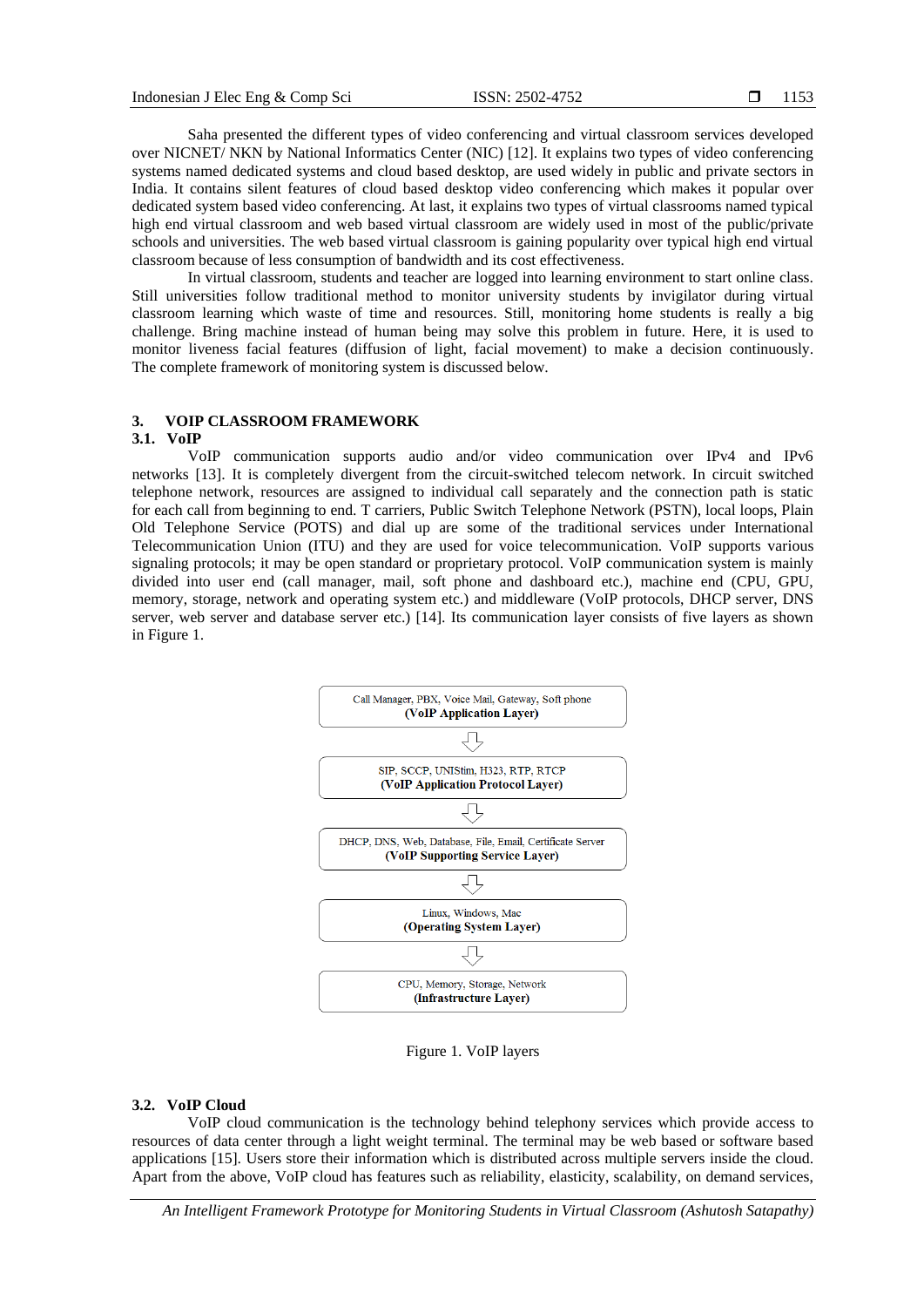Saha presented the different types of video conferencing and virtual classroom services developed over NICNET/ NKN by National Informatics Center (NIC) [12]. It explains two types of video conferencing systems named dedicated systems and cloud based desktop, are used widely in public and private sectors in India. It contains silent features of cloud based desktop video conferencing which makes it popular over dedicated system based video conferencing. At last, it explains two types of virtual classrooms named typical high end virtual classroom and web based virtual classroom are widely used in most of the public/private schools and universities. The web based virtual classroom is gaining popularity over typical high end virtual classroom because of less consumption of bandwidth and its cost effectiveness.

In virtual classroom, students and teacher are logged into learning environment to start online class. Still universities follow traditional method to monitor university students by invigilator during virtual classroom learning which waste of time and resources. Still, monitoring home students is really a big challenge. Bring machine instead of human being may solve this problem in future. Here, it is used to monitor liveness facial features (diffusion of light, facial movement) to make a decision continuously. The complete framework of monitoring system is discussed below.

## 3. VOIP CLASSROOM FRAMEWORK

### 3.1. VoIP

VoIP communication supports audio and/or video communication over IPv4 and IPv6 networks [13]. It is completely divergent from the circuit-switched telecom network. In circuit switched telephone network, resources are assigned to individual call separately and the connection path is static for each call from beginning to end. T carriers, Public Switch Telephone Network (PSTN), local loops, Plain Old Telephone Service (POTS) and dial up are some of the traditional services under International Telecommunication Union (ITU) and they are used for voice telecommunication. VoIP supports various signaling protocols; it may be open standard or proprietary protocol. VoIP communication system is mainly divided into user end (call manager, mail, soft phone and dashboard etc.), machine end (CPU, GPU, memory, storage, network and operating system etc.) and middleware (VoIP protocols, DHCP server, DNS server, web server and database server etc.) [14]. Its communication layer consists of five layers as shown in Figure 1.

Call Manager, PBX, Voice Mail, Gateway, Soft phone
**(VoIP Application Layer)**

⇩

SIP, SCCP, UNIStim, H323, RTP, RTCP
**(VoIP Application Protocol Layer)**

⇩

DHCP, DNS, Web, Database, File, Email, Certificate Server
**(VoIP Supporting Service Layer)**

⇩

Linux, Windows, Mac
**(Operating System Layer)**

⇩

CPU, Memory, Storage, Network
**(Infrastructure Layer)**

Figure 1. VoIP layers

### 3.2. VoIP Cloud

VoIP cloud communication is the technology behind telephony services which provide access to resources of data center through a light weight terminal. The terminal may be web based or software based applications [15]. Users store their information which is distributed across multiple servers inside the cloud. Apart from the above, VoIP cloud has features such as reliability, elasticity, scalability, on demand services,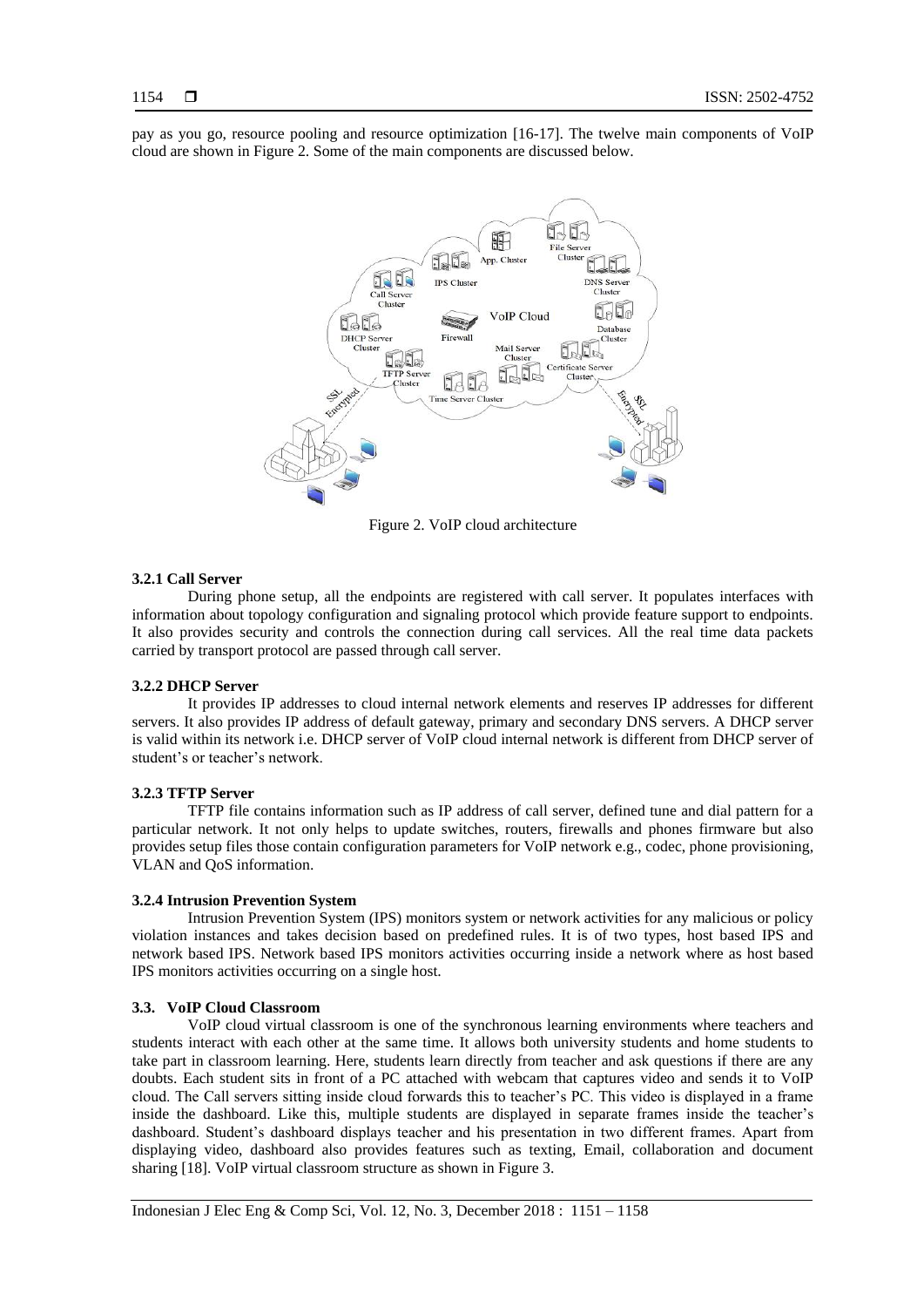pay as you go, resource pooling and resource optimization [16-17]. The twelve main components of VoIP cloud are shown in Figure 2. Some of the main components are discussed below.

Figure 2. VoIP cloud architecture

#### 3.2.1 Call Server

During phone setup, all the endpoints are registered with call server. It populates interfaces with information about topology configuration and signaling protocol which provide feature support to endpoints. It also provides security and controls the connection during call services. All the real time data packets carried by transport protocol are passed through call server.

#### 3.2.2 DHCP Server

It provides IP addresses to cloud internal network elements and reserves IP addresses for different servers. It also provides IP address of default gateway, primary and secondary DNS servers. A DHCP server is valid within its network i.e. DHCP server of VoIP cloud internal network is different from DHCP server of student's or teacher's network.

#### 3.2.3 TFTP Server

TFTP file contains information such as IP address of call server, defined tune and dial pattern for a particular network. It not only helps to update switches, routers, firewalls and phones firmware but also provides setup files those contain configuration parameters for VoIP network e.g., codec, phone provisioning, VLAN and QoS information.

#### 3.2.4 Intrusion Prevention System

Intrusion Prevention System (IPS) monitors system or network activities for any malicious or policy violation instances and takes decision based on predefined rules. It is of two types, host based IPS and network based IPS. Network based IPS monitors activities occurring inside a network where as host based IPS monitors activities occurring on a single host.

### 3.3. VoIP Cloud Classroom

VoIP cloud virtual classroom is one of the synchronous learning environments where teachers and students interact with each other at the same time. It allows both university students and home students to take part in classroom learning. Here, students learn directly from teacher and ask questions if there are any doubts. Each student sits in front of a PC attached with webcam that captures video and sends it to VoIP cloud. The Call servers sitting inside cloud forwards this to teacher's PC. This video is displayed in a frame inside the dashboard. Like this, multiple students are displayed in separate frames inside the teacher's dashboard. Student's dashboard displays teacher and his presentation in two different frames. Apart from displaying video, dashboard also provides features such as texting, Email, collaboration and document sharing [18]. VoIP virtual classroom structure as shown in Figure 3.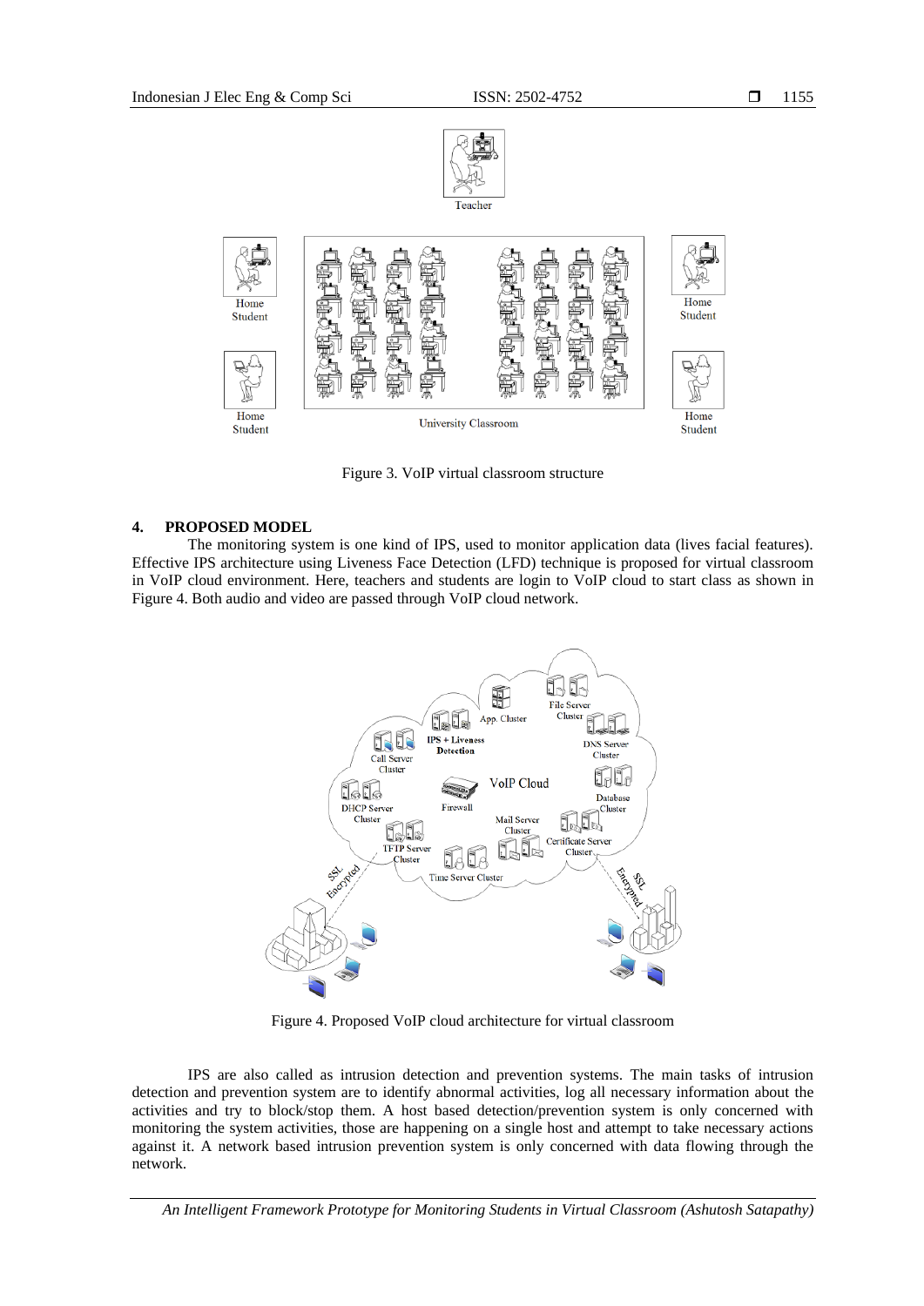Figure 3. VoIP virtual classroom structure

## 4. PROPOSED MODEL

The monitoring system is one kind of IPS, used to monitor application data (lives facial features). Effective IPS architecture using Liveness Face Detection (LFD) technique is proposed for virtual classroom in VoIP cloud environment. Here, teachers and students are login to VoIP cloud to start class as shown in Figure 4. Both audio and video are passed through VoIP cloud network.

Figure 4. Proposed VoIP cloud architecture for virtual classroom

IPS are also called as intrusion detection and prevention systems. The main tasks of intrusion detection and prevention system are to identify abnormal activities, log all necessary information about the activities and try to block/stop them. A host based detection/prevention system is only concerned with monitoring the system activities, those are happening on a single host and attempt to take necessary actions against it. A network based intrusion prevention system is only concerned with data flowing through the network.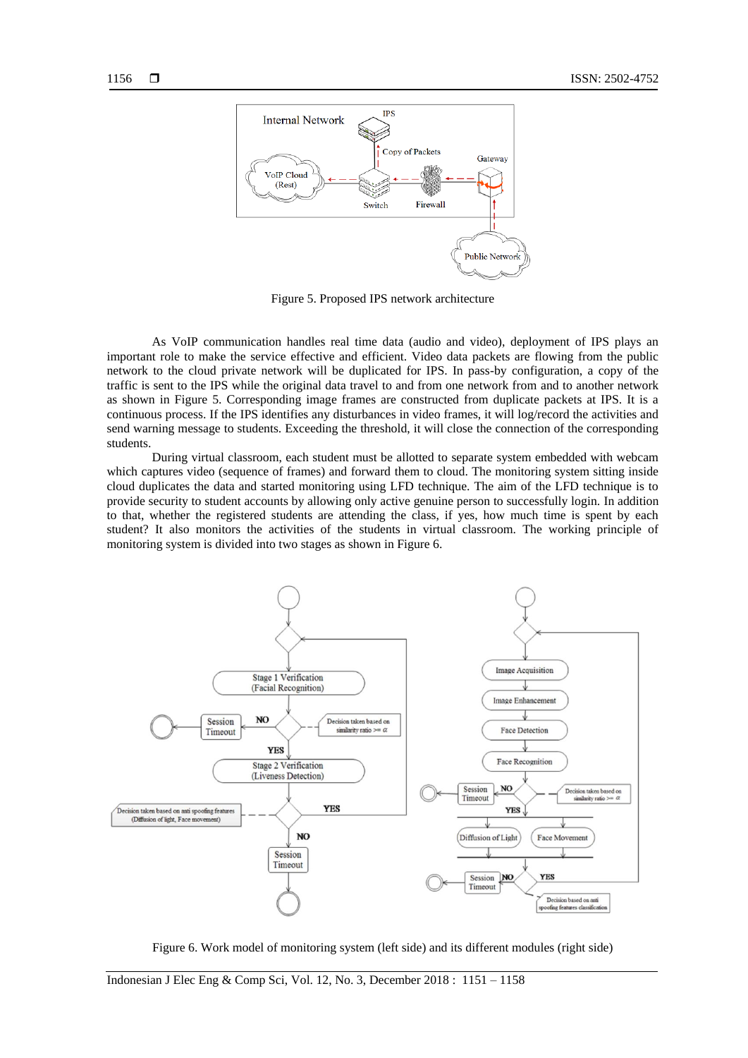Figure 5. Proposed IPS network architecture

As VoIP communication handles real time data (audio and video), deployment of IPS plays an important role to make the service effective and efficient. Video data packets are flowing from the public network to the cloud private network will be duplicated for IPS. In pass-by configuration, a copy of the traffic is sent to the IPS while the original data travel to and from one network from and to another network as shown in Figure 5. Corresponding image frames are constructed from duplicate packets at IPS. It is a continuous process. If the IPS identifies any disturbances in video frames, it will log/record the activities and send warning message to students. Exceeding the threshold, it will close the connection of the corresponding students.

During virtual classroom, each student must be allotted to separate system embedded with webcam which captures video (sequence of frames) and forward them to cloud. The monitoring system sitting inside cloud duplicates the data and started monitoring using LFD technique. The aim of the LFD technique is to provide security to student accounts by allowing only active genuine person to successfully login. In addition to that, whether the registered students are attending the class, if yes, how much time is spent by each student? It also monitors the activities of the students in virtual classroom. The working principle of monitoring system is divided into two stages as shown in Figure 6.

Figure 6. Work model of monitoring system (left side) and its different modules (right side)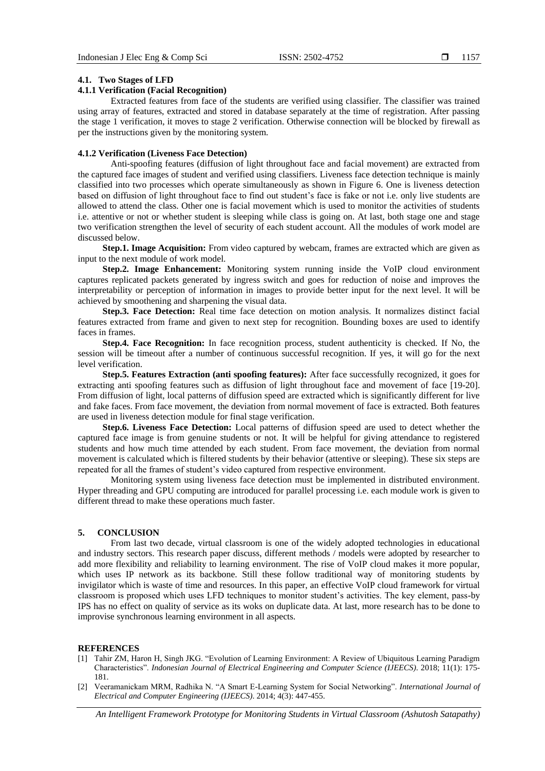### 4.1. Two Stages of LFD

#### 4.1.1 Verification (Facial Recognition)

Extracted features from face of the students are verified using classifier. The classifier was trained using array of features, extracted and stored in database separately at the time of registration. After passing the stage 1 verification, it moves to stage 2 verification. Otherwise connection will be blocked by firewall as per the instructions given by the monitoring system.

#### 4.1.2 Verification (Liveness Face Detection)

Anti-spoofing features (diffusion of light throughout face and facial movement) are extracted from the captured face images of student and verified using classifiers. Liveness face detection technique is mainly classified into two processes which operate simultaneously as shown in Figure 6. One is liveness detection based on diffusion of light throughout face to find out student's face is fake or not i.e. only live students are allowed to attend the class. Other one is facial movement which is used to monitor the activities of students i.e. attentive or not or whether student is sleeping while class is going on. At last, both stage one and stage two verification strengthen the level of security of each student account. All the modules of work model are discussed below.

**Step.1. Image Acquisition:** From video captured by webcam, frames are extracted which are given as input to the next module of work model.

**Step.2. Image Enhancement:** Monitoring system running inside the VoIP cloud environment captures replicated packets generated by ingress switch and goes for reduction of noise and improves the interpretability or perception of information in images to provide better input for the next level. It will be achieved by smoothening and sharpening the visual data.

**Step.3. Face Detection:** Real time face detection on motion analysis. It normalizes distinct facial features extracted from frame and given to next step for recognition. Bounding boxes are used to identify faces in frames.

**Step.4. Face Recognition:** In face recognition process, student authenticity is checked. If No, the session will be timeout after a number of continuous successful recognition. If yes, it will go for the next level verification.

**Step.5. Features Extraction (anti spoofing features):** After face successfully recognized, it goes for extracting anti spoofing features such as diffusion of light throughout face and movement of face [19-20]. From diffusion of light, local patterns of diffusion speed are extracted which is significantly different for live and fake faces. From face movement, the deviation from normal movement of face is extracted. Both features are used in liveness detection module for final stage verification.

**Step.6. Liveness Face Detection:** Local patterns of diffusion speed are used to detect whether the captured face image is from genuine students or not. It will be helpful for giving attendance to registered students and how much time attended by each student. From face movement, the deviation from normal movement is calculated which is filtered students by their behavior (attentive or sleeping). These six steps are repeated for all the frames of student's video captured from respective environment.

Monitoring system using liveness face detection must be implemented in distributed environment. Hyper threading and GPU computing are introduced for parallel processing i.e. each module work is given to different thread to make these operations much faster.

## 5. CONCLUSION

From last two decade, virtual classroom is one of the widely adopted technologies in educational and industry sectors. This research paper discuss, different methods / models were adopted by researcher to add more flexibility and reliability to learning environment. The rise of VoIP cloud makes it more popular, which uses IP network as its backbone. Still these follow traditional way of monitoring students by invigilator which is waste of time and resources. In this paper, an effective VoIP cloud framework for virtual classroom is proposed which uses LFD techniques to monitor student's activities. The key element, pass-by IPS has no effect on quality of service as its woks on duplicate data. At last, more research has to be done to improvise synchronous learning environment in all aspects.

## REFERENCES

[1] Tahir ZM, Haron H, Singh JKG. "Evolution of Learning Environment: A Review of Ubiquitous Learning Paradigm Characteristics". *Indonesian Journal of Electrical Engineering and Computer Science (IJEECS)*. 2018; 11(1): 175-181.

[2] Veeramanickam MRM, Radhika N. "A Smart E-Learning System for Social Networking". *International Journal of Electrical and Computer Engineering (IJEECS)*. 2014; 4(3): 447-455.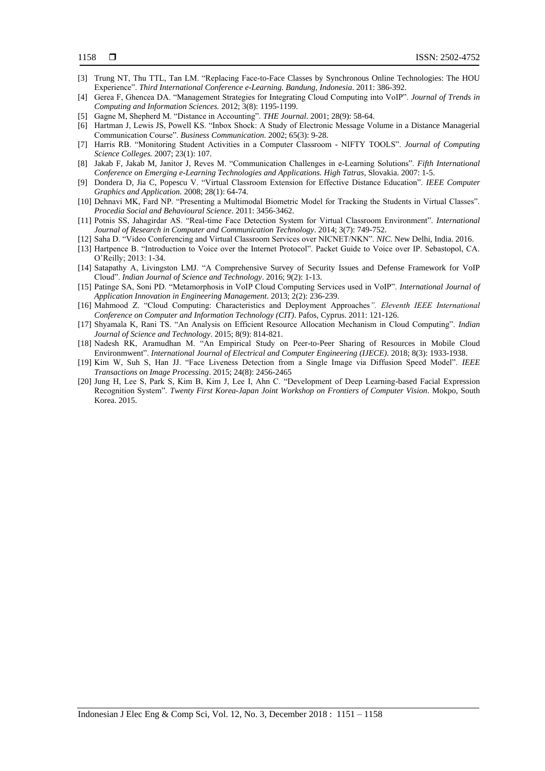[3] Trung NT, Thu TTL, Tan LM. "Replacing Face-to-Face Classes by Synchronous Online Technologies: The HOU Experience". *Third International Conference e-Learning. Bandung, Indonesia*. 2011: 386-392.

[4] Gerea F, Ghencea DA. "Management Strategies for Integrating Cloud Computing into VoIP". *Journal of Trends in Computing and Information Sciences.* 2012; 3(8): 1195-1199.

[5] Gagne M, Shepherd M. "Distance in Accounting". *THE Journal*. 2001; 28(9): 58-64.

[6] Hartman J, Lewis JS, Powell KS. "Inbox Shock: A Study of Electronic Message Volume in a Distance Managerial Communication Course". *Business Communication*. 2002; 65(3): 9-28.

[7] Harris RB. "Monitoring Student Activities in a Computer Classroom - NIFTY TOOLS". *Journal of Computing Science Colleges.* 2007; 23(1): 107.

[8] Jakab F, Jakab M, Janitor J, Reves M. "Communication Challenges in e-Learning Solutions". *Fifth International Conference on Emerging e-Learning Technologies and Applications. High Tatras*, Slovakia. 2007: 1-5.

[9] Dondera D, Jia C, Popescu V. "Virtual Classroom Extension for Effective Distance Education". *IEEE Computer Graphics and Application.* 2008; 28(1): 64-74.

[10] Dehnavi MK, Fard NP. "Presenting a Multimodal Biometric Model for Tracking the Students in Virtual Classes". *Procedia Social and Behavioural Science*. 2011: 3456-3462.

[11] Potnis SS, Jahagirdar AS. "Real-time Face Detection System for Virtual Classroom Environment". *International Journal of Research in Computer and Communication Technology*. 2014; 3(7): 749-752.

[12] Saha D. "Video Conferencing and Virtual Classroom Services over NICNET/NKN". *NIC*. New Delhi, India. 2016.

[13] Hartpence B. "Introduction to Voice over the Internet Protocol". Packet Guide to Voice over IP. Sebastopol, CA. O'Reilly; 2013: 1-34.

[14] Satapathy A, Livingston LMJ. "A Comprehensive Survey of Security Issues and Defense Framework for VoIP Cloud". *Indian Journal of Science and Technology*. 2016; 9(2): 1-13.

[15] Patinge SA, Soni PD. "Metamorphosis in VoIP Cloud Computing Services used in VoIP". *International Journal of Application Innovation in Engineering Management*. 2013; 2(2): 236-239.

[16] Mahmood Z. "Cloud Computing: Characteristics and Deployment Approaches*". Eleventh IEEE International Conference on Computer and Information Technology (CIT)*. Pafos, Cyprus. 2011: 121-126.

[17] Shyamala K, Rani TS. "An Analysis on Efficient Resource Allocation Mechanism in Cloud Computing". *Indian Journal of Science and Technology*. 2015; 8(9): 814-821.

[18] Nadesh RK, Aramudhan M. "An Empirical Study on Peer-to-Peer Sharing of Resources in Mobile Cloud Environmwent". *International Journal of Electrical and Computer Engineering (IJECE)*. 2018; 8(3): 1933-1938.

[19] Kim W, Suh S, Han JJ. "Face Liveness Detection from a Single Image via Diffusion Speed Model". *IEEE Transactions on Image Processing*. 2015; 24(8): 2456-2465

[20] Jung H, Lee S, Park S, Kim B, Kim J, Lee I, Ahn C. "Development of Deep Learning-based Facial Expression Recognition System". *Twenty First Korea-Japan Joint Workshop on Frontiers of Computer Vision*. Mokpo, South Korea. 2015.